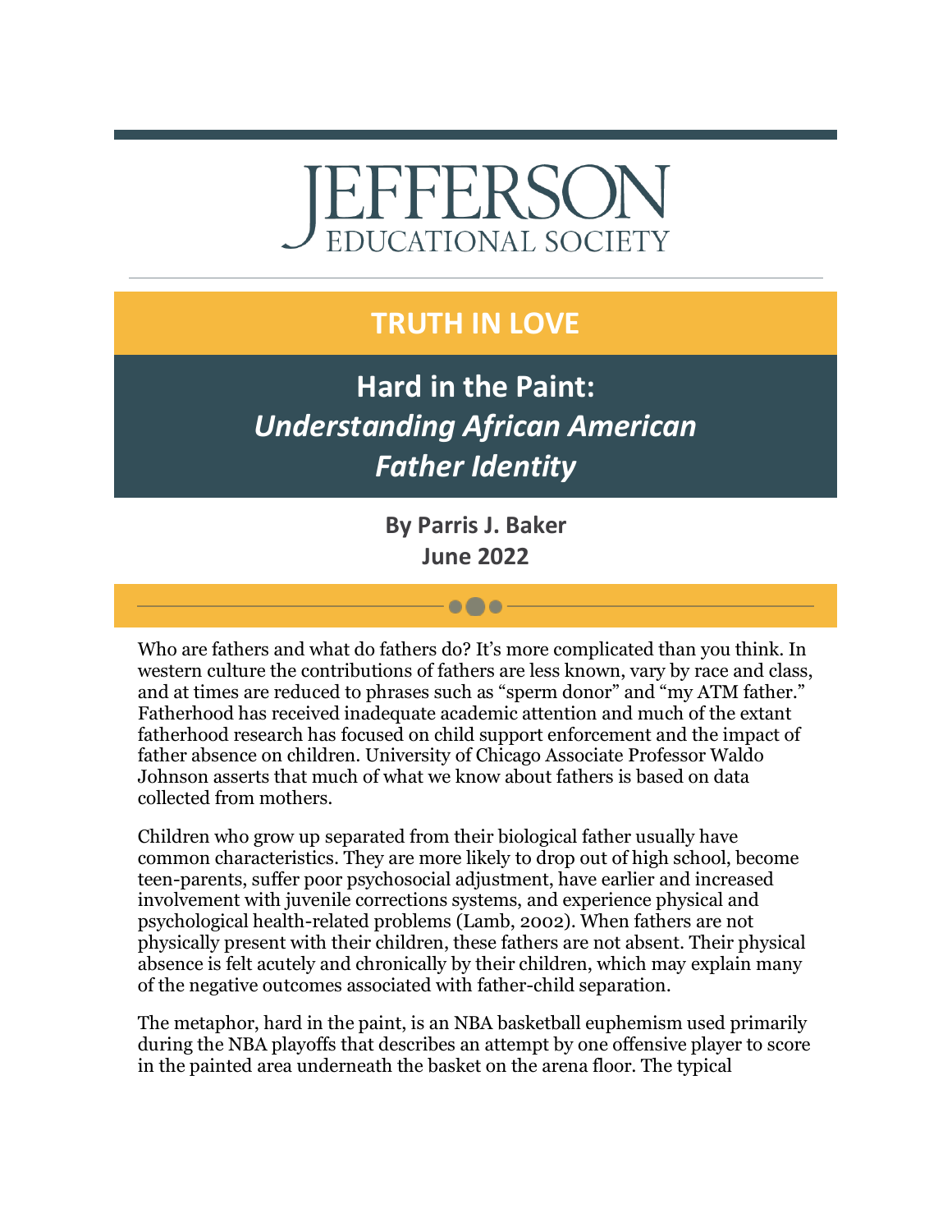# JEFFERSON
EDUCATIONAL SOCIETY

## TRUTH IN LOVE

# Hard in the Paint: *Understanding African American Father Identity*

**By Parris J. Baker**
**June 2022**

Who are fathers and what do fathers do? It's more complicated than you think. In western culture the contributions of fathers are less known, vary by race and class, and at times are reduced to phrases such as "sperm donor" and "my ATM father." Fatherhood has received inadequate academic attention and much of the extant fatherhood research has focused on child support enforcement and the impact of father absence on children. University of Chicago Associate Professor Waldo Johnson asserts that much of what we know about fathers is based on data collected from mothers.

Children who grow up separated from their biological father usually have common characteristics. They are more likely to drop out of high school, become teen-parents, suffer poor psychosocial adjustment, have earlier and increased involvement with juvenile corrections systems, and experience physical and psychological health-related problems (Lamb, 2002). When fathers are not physically present with their children, these fathers are not absent. Their physical absence is felt acutely and chronically by their children, which may explain many of the negative outcomes associated with father-child separation.

The metaphor, hard in the paint, is an NBA basketball euphemism used primarily during the NBA playoffs that describes an attempt by one offensive player to score in the painted area underneath the basket on the arena floor. The typical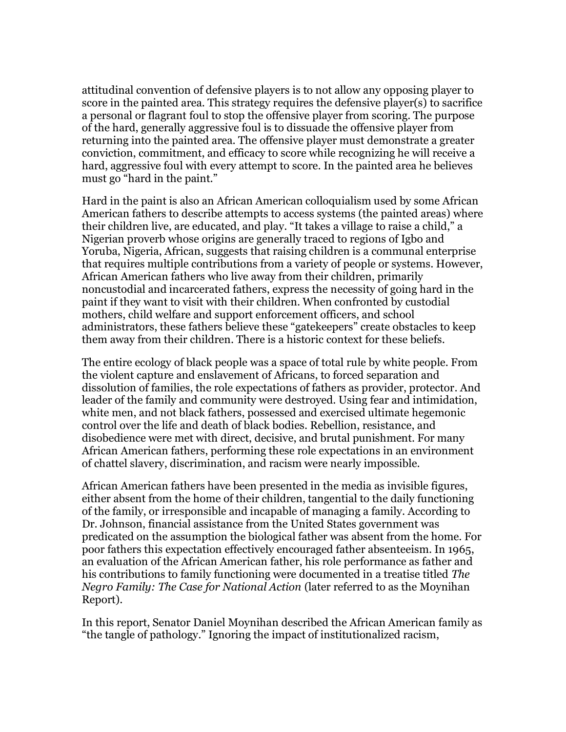attitudinal convention of defensive players is to not allow any opposing player to score in the painted area. This strategy requires the defensive player(s) to sacrifice a personal or flagrant foul to stop the offensive player from scoring. The purpose of the hard, generally aggressive foul is to dissuade the offensive player from returning into the painted area. The offensive player must demonstrate a greater conviction, commitment, and efficacy to score while recognizing he will receive a hard, aggressive foul with every attempt to score. In the painted area he believes must go "hard in the paint."

Hard in the paint is also an African American colloquialism used by some African American fathers to describe attempts to access systems (the painted areas) where their children live, are educated, and play. "It takes a village to raise a child," a Nigerian proverb whose origins are generally traced to regions of Igbo and Yoruba, Nigeria, African, suggests that raising children is a communal enterprise that requires multiple contributions from a variety of people or systems. However, African American fathers who live away from their children, primarily noncustodial and incarcerated fathers, express the necessity of going hard in the paint if they want to visit with their children. When confronted by custodial mothers, child welfare and support enforcement officers, and school administrators, these fathers believe these "gatekeepers" create obstacles to keep them away from their children. There is a historic context for these beliefs.

The entire ecology of black people was a space of total rule by white people. From the violent capture and enslavement of Africans, to forced separation and dissolution of families, the role expectations of fathers as provider, protector. And leader of the family and community were destroyed. Using fear and intimidation, white men, and not black fathers, possessed and exercised ultimate hegemonic control over the life and death of black bodies. Rebellion, resistance, and disobedience were met with direct, decisive, and brutal punishment. For many African American fathers, performing these role expectations in an environment of chattel slavery, discrimination, and racism were nearly impossible.

African American fathers have been presented in the media as invisible figures, either absent from the home of their children, tangential to the daily functioning of the family, or irresponsible and incapable of managing a family. According to Dr. Johnson, financial assistance from the United States government was predicated on the assumption the biological father was absent from the home. For poor fathers this expectation effectively encouraged father absenteeism. In 1965, an evaluation of the African American father, his role performance as father and his contributions to family functioning were documented in a treatise titled *The Negro Family: The Case for National Action* (later referred to as the Moynihan Report).

In this report, Senator Daniel Moynihan described the African American family as "the tangle of pathology." Ignoring the impact of institutionalized racism,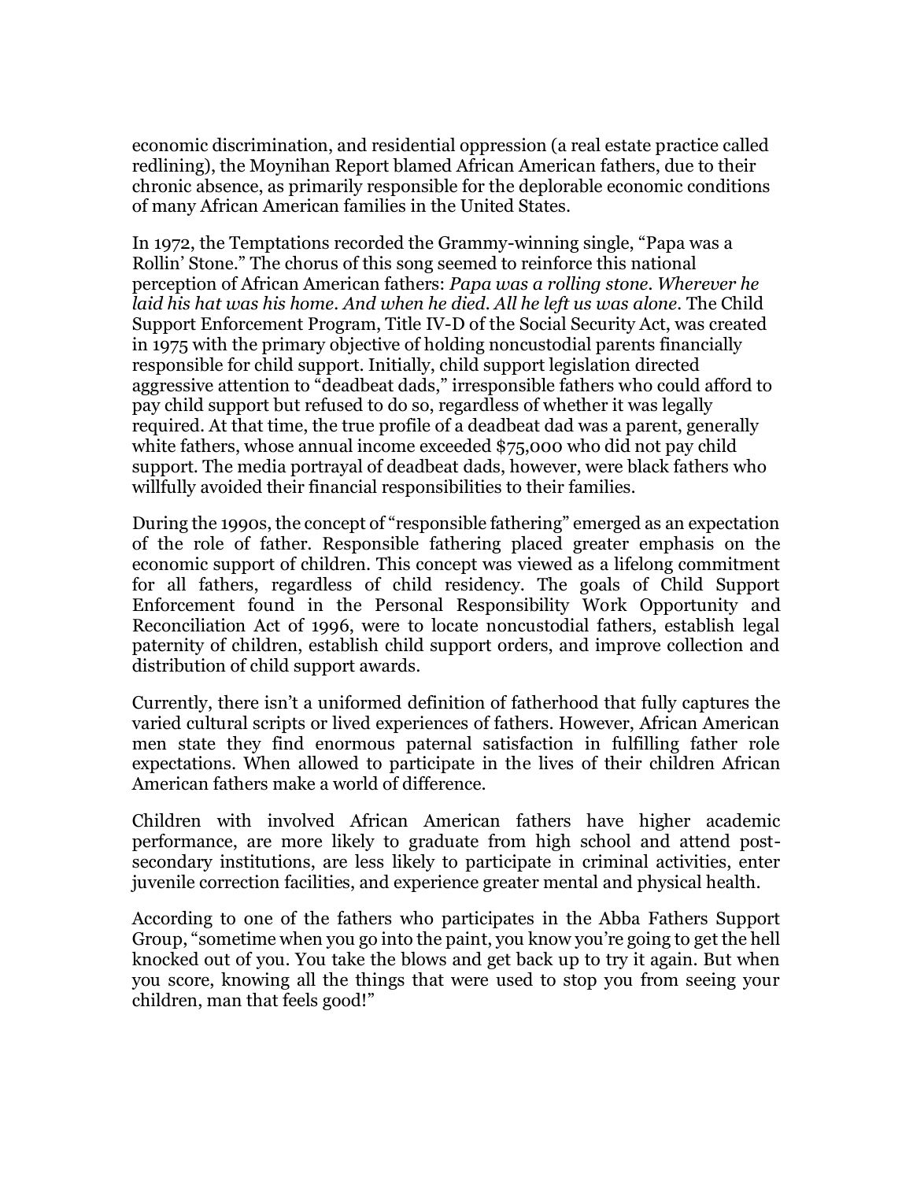economic discrimination, and residential oppression (a real estate practice called redlining), the Moynihan Report blamed African American fathers, due to their chronic absence, as primarily responsible for the deplorable economic conditions of many African American families in the United States.

In 1972, the Temptations recorded the Grammy-winning single, "Papa was a Rollin' Stone." The chorus of this song seemed to reinforce this national perception of African American fathers: *Papa was a rolling stone. Wherever he laid his hat was his home. And when he died. All he left us was alone.* The Child Support Enforcement Program, Title IV-D of the Social Security Act, was created in 1975 with the primary objective of holding noncustodial parents financially responsible for child support. Initially, child support legislation directed aggressive attention to "deadbeat dads," irresponsible fathers who could afford to pay child support but refused to do so, regardless of whether it was legally required. At that time, the true profile of a deadbeat dad was a parent, generally white fathers, whose annual income exceeded $75,000 who did not pay child support. The media portrayal of deadbeat dads, however, were black fathers who willfully avoided their financial responsibilities to their families.

During the 1990s, the concept of "responsible fathering" emerged as an expectation of the role of father. Responsible fathering placed greater emphasis on the economic support of children. This concept was viewed as a lifelong commitment for all fathers, regardless of child residency. The goals of Child Support Enforcement found in the Personal Responsibility Work Opportunity and Reconciliation Act of 1996, were to locate noncustodial fathers, establish legal paternity of children, establish child support orders, and improve collection and distribution of child support awards.

Currently, there isn't a uniformed definition of fatherhood that fully captures the varied cultural scripts or lived experiences of fathers. However, African American men state they find enormous paternal satisfaction in fulfilling father role expectations. When allowed to participate in the lives of their children African American fathers make a world of difference.

Children with involved African American fathers have higher academic performance, are more likely to graduate from high school and attend post-secondary institutions, are less likely to participate in criminal activities, enter juvenile correction facilities, and experience greater mental and physical health.

According to one of the fathers who participates in the Abba Fathers Support Group, "sometime when you go into the paint, you know you're going to get the hell knocked out of you. You take the blows and get back up to try it again. But when you score, knowing all the things that were used to stop you from seeing your children, man that feels good!"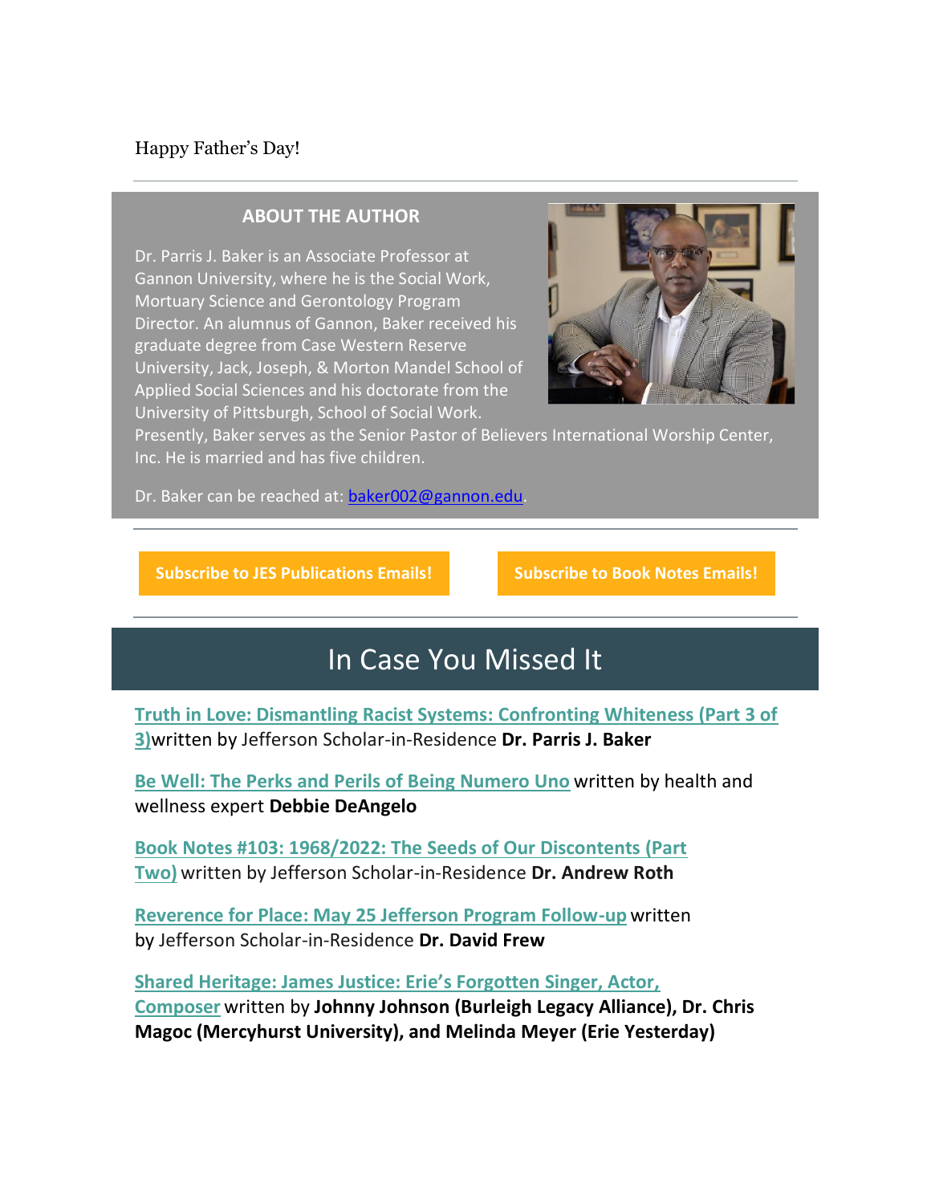Happy Father's Day!

---

### ABOUT THE AUTHOR

Dr. Parris J. Baker is an Associate Professor at Gannon University, where he is the Social Work, Mortuary Science and Gerontology Program Director. An alumnus of Gannon, Baker received his graduate degree from Case Western Reserve University, Jack, Joseph, & Morton Mandel School of Applied Social Sciences and his doctorate from the University of Pittsburgh, School of Social Work. Presently, Baker serves as the Senior Pastor of Believers International Worship Center, Inc. He is married and has five children.

Dr. Baker can be reached at: baker002@gannon.edu.

---

**Subscribe to JES Publications Emails!**

**Subscribe to Book Notes Emails!**

---

## In Case You Missed It

Truth in Love: Dismantling Racist Systems: Confronting Whiteness (Part 3 of 3)written by Jefferson Scholar-in-Residence **Dr. Parris J. Baker**

Be Well: The Perks and Perils of Being Numero Uno written by health and wellness expert **Debbie DeAngelo**

Book Notes #103: 1968/2022: The Seeds of Our Discontents (Part Two) written by Jefferson Scholar-in-Residence **Dr. Andrew Roth**

Reverence for Place: May 25 Jefferson Program Follow-up written by Jefferson Scholar-in-Residence **Dr. David Frew**

Shared Heritage: James Justice: Erie's Forgotten Singer, Actor, Composer written by **Johnny Johnson (Burleigh Legacy Alliance), Dr. Chris Magoc (Mercyhurst University), and Melinda Meyer (Erie Yesterday)**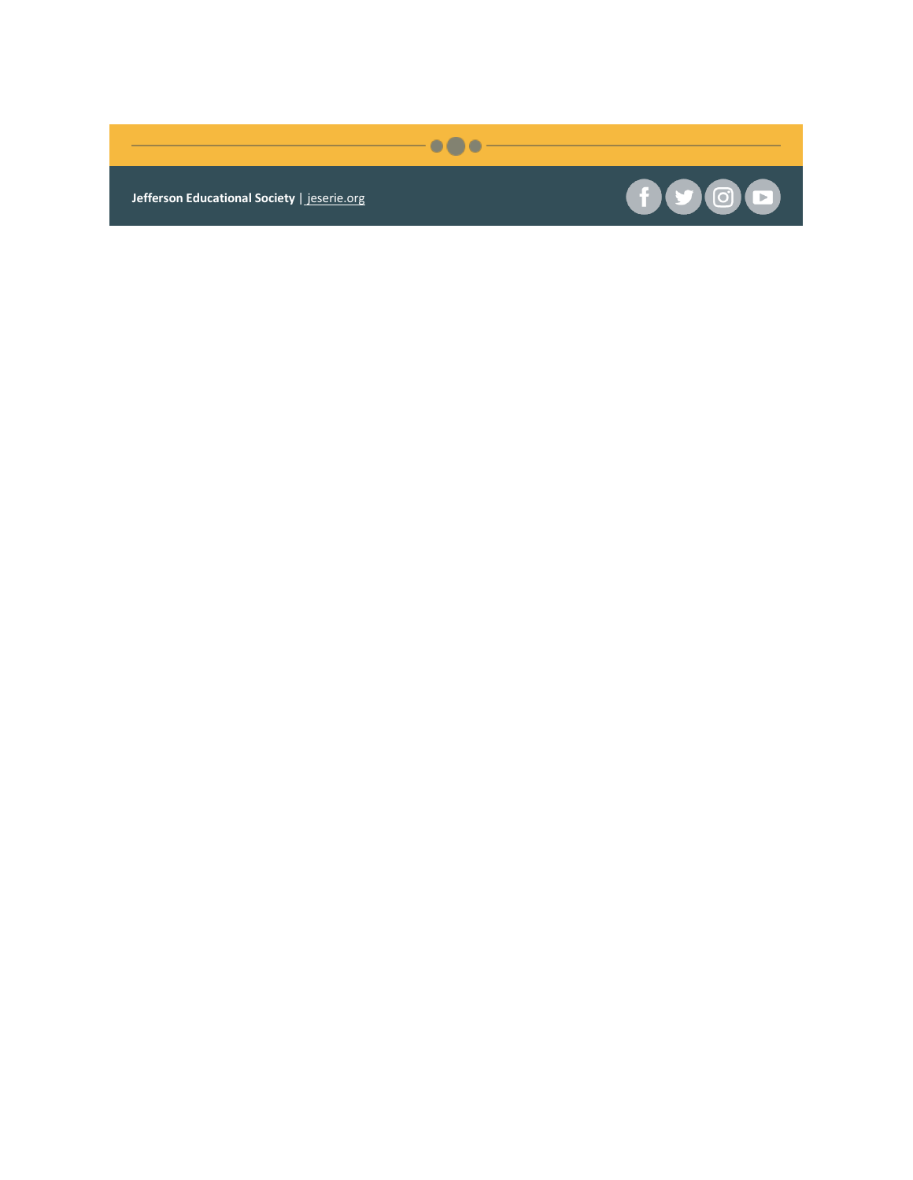**Jefferson Educational Society** | jeserie.org